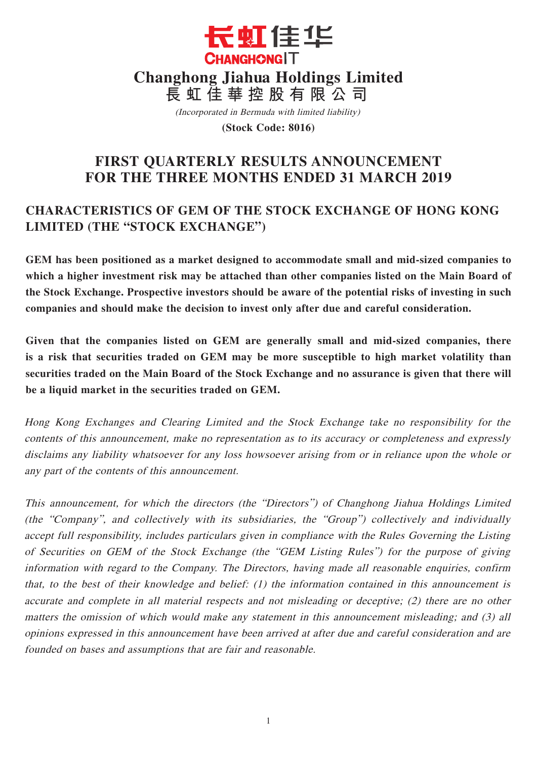长虹佳华

CHANGHONGIT

# Changhong Jiahua Holdings Limited
# 長虹佳華控股有限公司

*(Incorporated in Bermuda with limited liability)*

**(Stock Code: 8016)**

## FIRST QUARTERLY RESULTS ANNOUNCEMENT FOR THE THREE MONTHS ENDED 31 MARCH 2019

## CHARACTERISTICS OF GEM OF THE STOCK EXCHANGE OF HONG KONG LIMITED (THE "STOCK EXCHANGE")

**GEM has been positioned as a market designed to accommodate small and mid-sized companies to which a higher investment risk may be attached than other companies listed on the Main Board of the Stock Exchange. Prospective investors should be aware of the potential risks of investing in such companies and should make the decision to invest only after due and careful consideration.**

**Given that the companies listed on GEM are generally small and mid-sized companies, there is a risk that securities traded on GEM may be more susceptible to high market volatility than securities traded on the Main Board of the Stock Exchange and no assurance is given that there will be a liquid market in the securities traded on GEM.**

*Hong Kong Exchanges and Clearing Limited and the Stock Exchange take no responsibility for the contents of this announcement, make no representation as to its accuracy or completeness and expressly disclaims any liability whatsoever for any loss howsoever arising from or in reliance upon the whole or any part of the contents of this announcement.*

*This announcement, for which the directors (the "Directors") of Changhong Jiahua Holdings Limited (the "Company", and collectively with its subsidiaries, the "Group") collectively and individually accept full responsibility, includes particulars given in compliance with the Rules Governing the Listing of Securities on GEM of the Stock Exchange (the "GEM Listing Rules") for the purpose of giving information with regard to the Company. The Directors, having made all reasonable enquiries, confirm that, to the best of their knowledge and belief: (1) the information contained in this announcement is accurate and complete in all material respects and not misleading or deceptive; (2) there are no other matters the omission of which would make any statement in this announcement misleading; and (3) all opinions expressed in this announcement have been arrived at after due and careful consideration and are founded on bases and assumptions that are fair and reasonable.*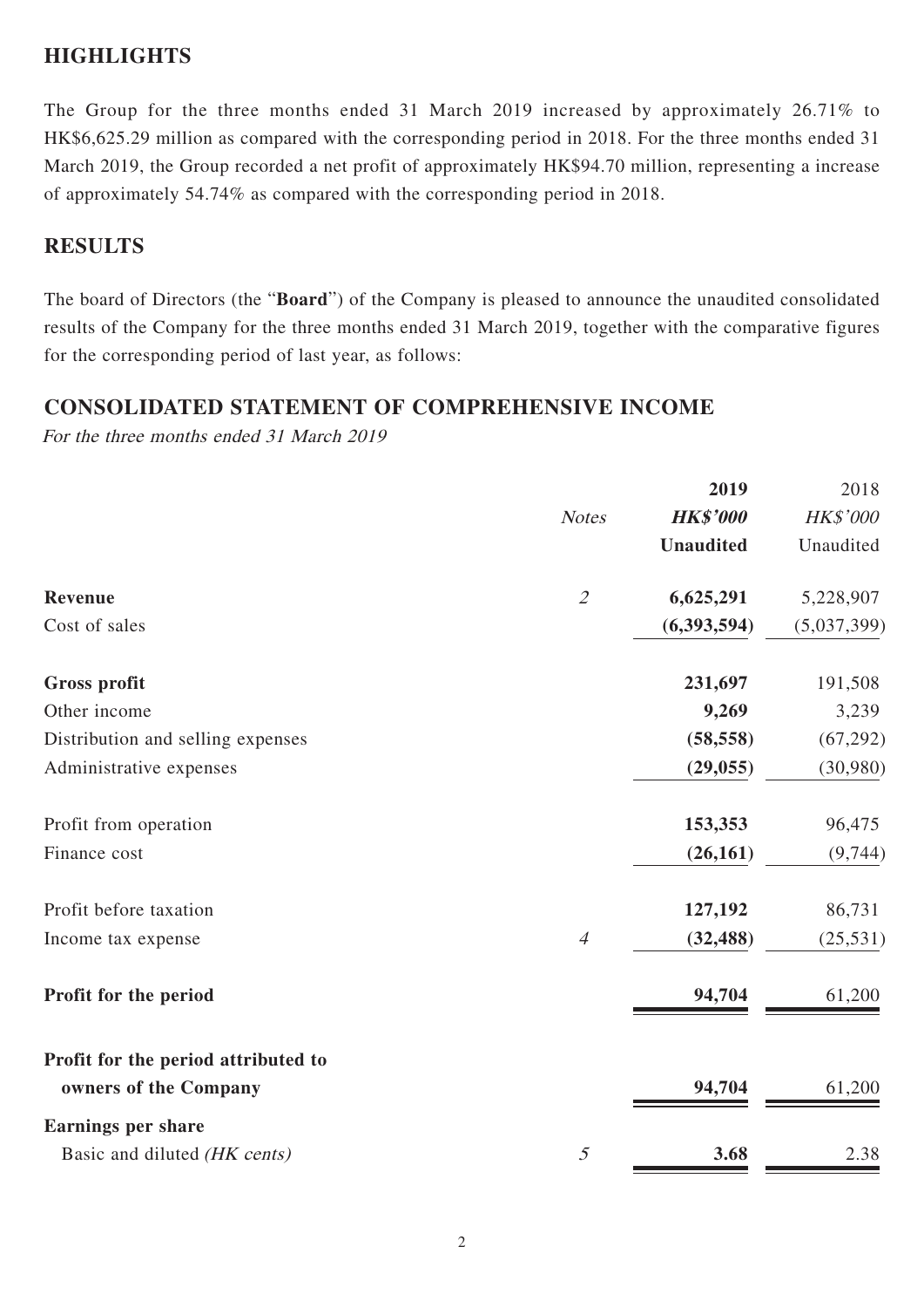## HIGHLIGHTS

The Group for the three months ended 31 March 2019 increased by approximately 26.71% to HK$6,625.29 million as compared with the corresponding period in 2018. For the three months ended 31 March 2019, the Group recorded a net profit of approximately HK$94.70 million, representing a increase of approximately 54.74% as compared with the corresponding period in 2018.

## RESULTS

The board of Directors (the "**Board**") of the Company is pleased to announce the unaudited consolidated results of the Company for the three months ended 31 March 2019, together with the comparative figures for the corresponding period of last year, as follows:

## CONSOLIDATED STATEMENT OF COMPREHENSIVE INCOME

*For the three months ended 31 March 2019*

| | *Notes* | **2019** | 2018 |
|---|---|---|---|
| | | ***HK$'000*** | *HK$'000* |
| | | **Unaudited** | Unaudited |
| **Revenue** | *2* | **6,625,291** | 5,228,907 |
| Cost of sales | | **(6,393,594)** | (5,037,399) |
| **Gross profit** | | **231,697** | 191,508 |
| Other income | | **9,269** | 3,239 |
| Distribution and selling expenses | | **(58,558)** | (67,292) |
| Administrative expenses | | **(29,055)** | (30,980) |
| Profit from operation | | **153,353** | 96,475 |
| Finance cost | | **(26,161)** | (9,744) |
| Profit before taxation | | **127,192** | 86,731 |
| Income tax expense | *4* | **(32,488)** | (25,531) |
| **Profit for the period** | | **94,704** | 61,200 |
| **Profit for the period attributed to owners of the Company** | | **94,704** | 61,200 |
| **Earnings per share** | | | |
| Basic and diluted *(HK cents)* | *5* | **3.68** | 2.38 |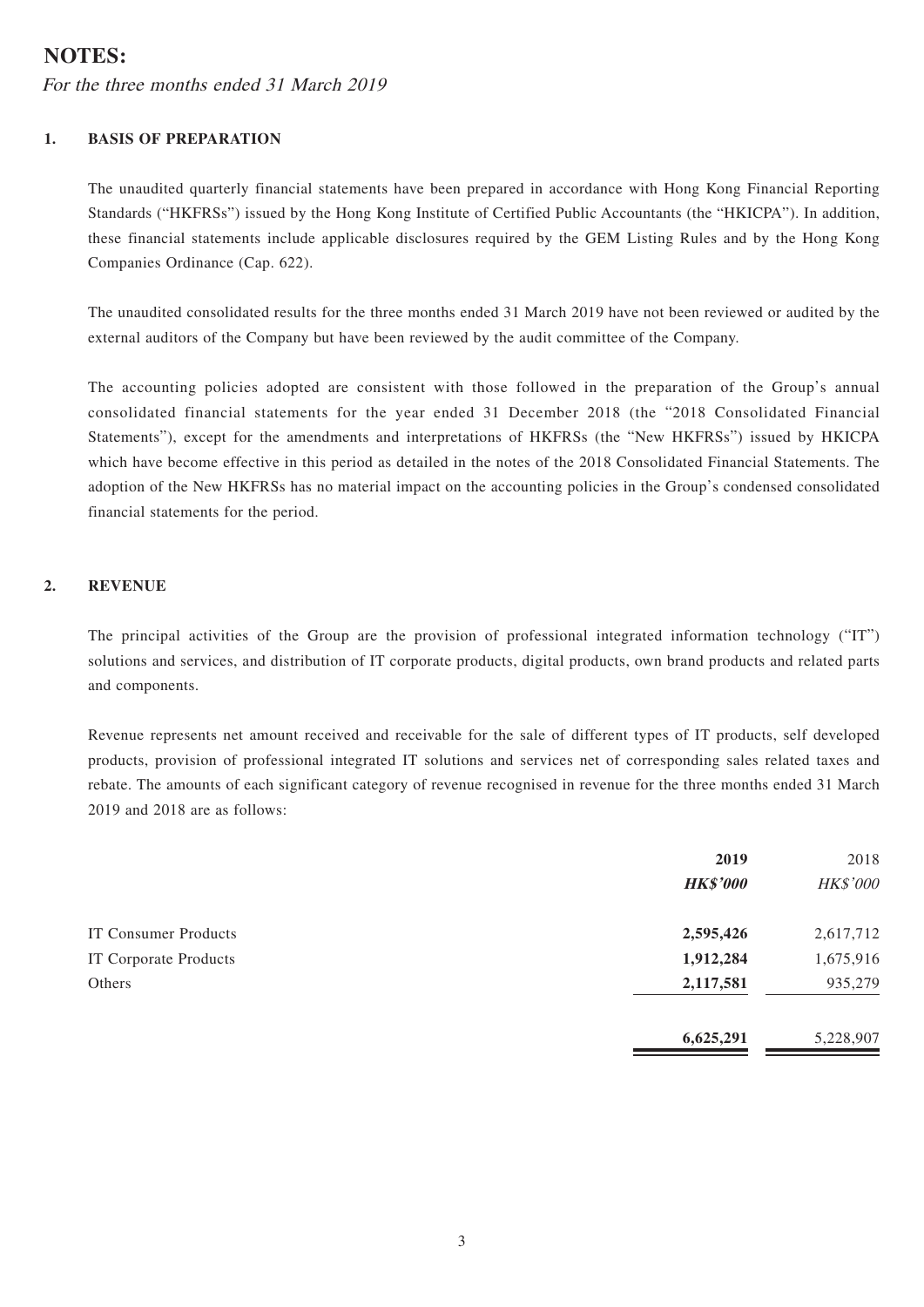# NOTES:

*For the three months ended 31 March 2019*

## 1. BASIS OF PREPARATION

The unaudited quarterly financial statements have been prepared in accordance with Hong Kong Financial Reporting Standards ("HKFRSs") issued by the Hong Kong Institute of Certified Public Accountants (the "HKICPA"). In addition, these financial statements include applicable disclosures required by the GEM Listing Rules and by the Hong Kong Companies Ordinance (Cap. 622).

The unaudited consolidated results for the three months ended 31 March 2019 have not been reviewed or audited by the external auditors of the Company but have been reviewed by the audit committee of the Company.

The accounting policies adopted are consistent with those followed in the preparation of the Group's annual consolidated financial statements for the year ended 31 December 2018 (the "2018 Consolidated Financial Statements"), except for the amendments and interpretations of HKFRSs (the "New HKFRSs") issued by HKICPA which have become effective in this period as detailed in the notes of the 2018 Consolidated Financial Statements. The adoption of the New HKFRSs has no material impact on the accounting policies in the Group's condensed consolidated financial statements for the period.

## 2. REVENUE

The principal activities of the Group are the provision of professional integrated information technology ("IT") solutions and services, and distribution of IT corporate products, digital products, own brand products and related parts and components.

Revenue represents net amount received and receivable for the sale of different types of IT products, self developed products, provision of professional integrated IT solutions and services net of corresponding sales related taxes and rebate. The amounts of each significant category of revenue recognised in revenue for the three months ended 31 March 2019 and 2018 are as follows:

| | **2019** | 2018 |
|---|---|---|
| | ***HK$'000*** | *HK$'000* |
| IT Consumer Products | **2,595,426** | 2,617,712 |
| IT Corporate Products | **1,912,284** | 1,675,916 |
| Others | **2,117,581** | 935,279 |
| | **6,625,291** | 5,228,907 |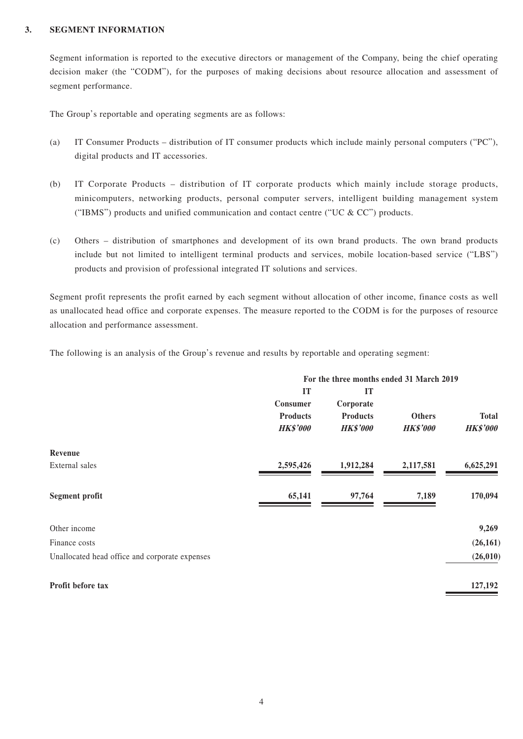## 3. SEGMENT INFORMATION

Segment information is reported to the executive directors or management of the Company, being the chief operating decision maker (the "CODM"), for the purposes of making decisions about resource allocation and assessment of segment performance.

The Group's reportable and operating segments are as follows:

(a) IT Consumer Products – distribution of IT consumer products which include mainly personal computers ("PC"), digital products and IT accessories.

(b) IT Corporate Products – distribution of IT corporate products which mainly include storage products, minicomputers, networking products, personal computer servers, intelligent building management system ("IBMS") products and unified communication and contact centre ("UC & CC") products.

(c) Others – distribution of smartphones and development of its own brand products. The own brand products include but not limited to intelligent terminal products and services, mobile location-based service ("LBS") products and provision of professional integrated IT solutions and services.

Segment profit represents the profit earned by each segment without allocation of other income, finance costs as well as unallocated head office and corporate expenses. The measure reported to the CODM is for the purposes of resource allocation and performance assessment.

The following is an analysis of the Group's revenue and results by reportable and operating segment:

| | For the three months ended 31 March 2019 | | | |
|---|---|---|---|---|
| | **IT Consumer Products** *HK$'000* | **IT Corporate Products** *HK$'000* | **Others** *HK$'000* | **Total** *HK$'000* |
| **Revenue** | | | | |
| External sales | **2,595,426** | **1,912,284** | **2,117,581** | **6,625,291** |
| **Segment profit** | **65,141** | **97,764** | **7,189** | **170,094** |
| Other income | | | | **9,269** |
| Finance costs | | | | **(26,161)** |
| Unallocated head office and corporate expenses | | | | **(26,010)** |
| **Profit before tax** | | | | **127,192** |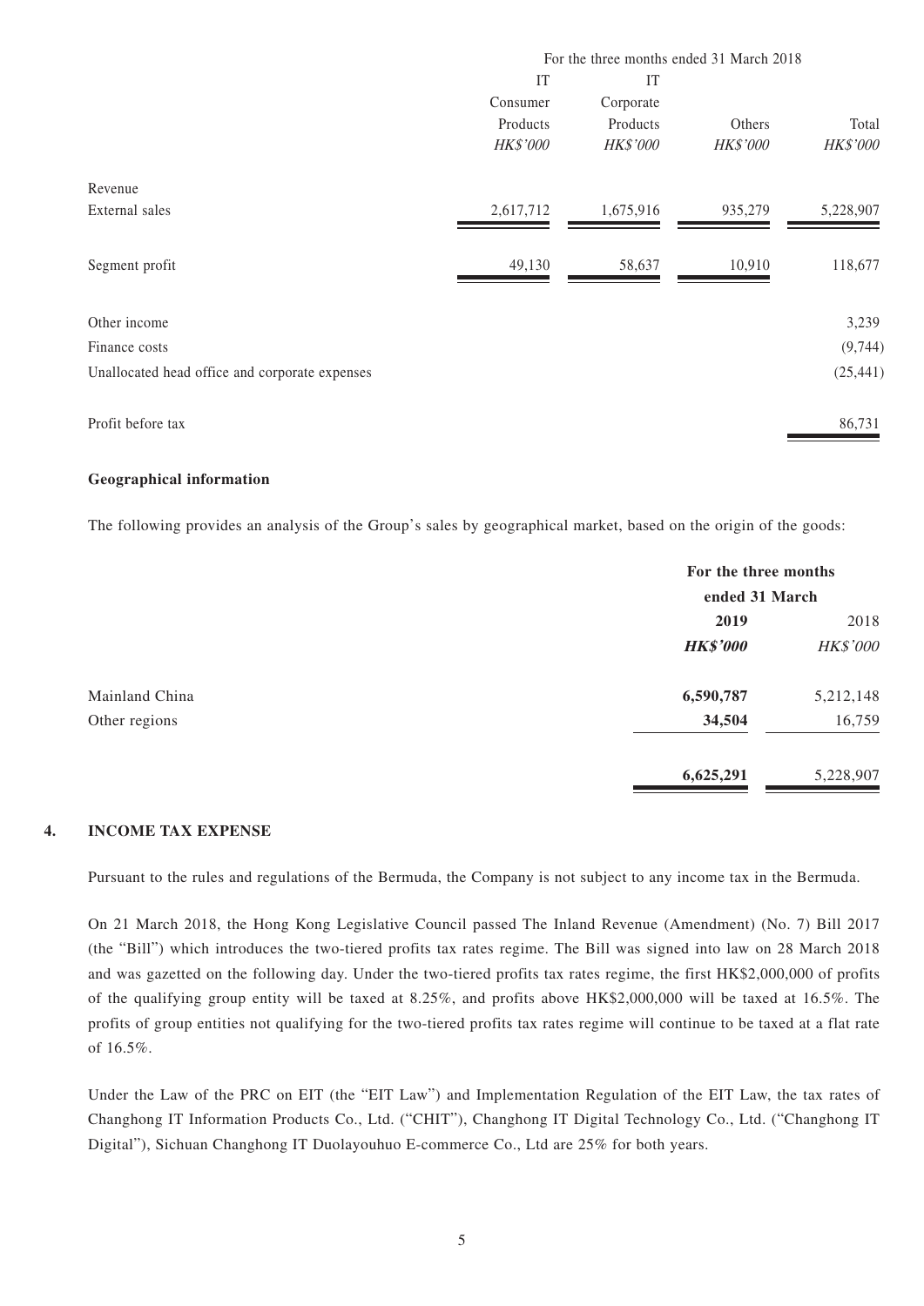| | For the three months ended 31 March 2018 | | | |
|---|---|---|---|---|
| | IT Consumer Products | IT Corporate Products | Others | Total |
| | *HK$'000* | *HK$'000* | *HK$'000* | *HK$'000* |
| Revenue | | | | |
| External sales | 2,617,712 | 1,675,916 | 935,279 | 5,228,907 |
| Segment profit | 49,130 | 58,637 | 10,910 | 118,677 |
| Other income | | | | 3,239 |
| Finance costs | | | | (9,744) |
| Unallocated head office and corporate expenses | | | | (25,441) |
| Profit before tax | | | | 86,731 |

**Geographical information**

The following provides an analysis of the Group's sales by geographical market, based on the origin of the goods:

| | For the three months ended 31 March | |
|---|---|---|
| | **2019** | 2018 |
| | ***HK$'000*** | *HK$'000* |
| Mainland China | **6,590,787** | 5,212,148 |
| Other regions | **34,504** | 16,759 |
| | **6,625,291** | 5,228,907 |

## 4. INCOME TAX EXPENSE

Pursuant to the rules and regulations of the Bermuda, the Company is not subject to any income tax in the Bermuda.

On 21 March 2018, the Hong Kong Legislative Council passed The Inland Revenue (Amendment) (No. 7) Bill 2017 (the "Bill") which introduces the two-tiered profits tax rates regime. The Bill was signed into law on 28 March 2018 and was gazetted on the following day. Under the two-tiered profits tax rates regime, the first HK$2,000,000 of profits of the qualifying group entity will be taxed at 8.25%, and profits above HK$2,000,000 will be taxed at 16.5%. The profits of group entities not qualifying for the two-tiered profits tax rates regime will continue to be taxed at a flat rate of 16.5%.

Under the Law of the PRC on EIT (the "EIT Law") and Implementation Regulation of the EIT Law, the tax rates of Changhong IT Information Products Co., Ltd. ("CHIT"), Changhong IT Digital Technology Co., Ltd. ("Changhong IT Digital"), Sichuan Changhong IT Duolayouhuo E-commerce Co., Ltd are 25% for both years.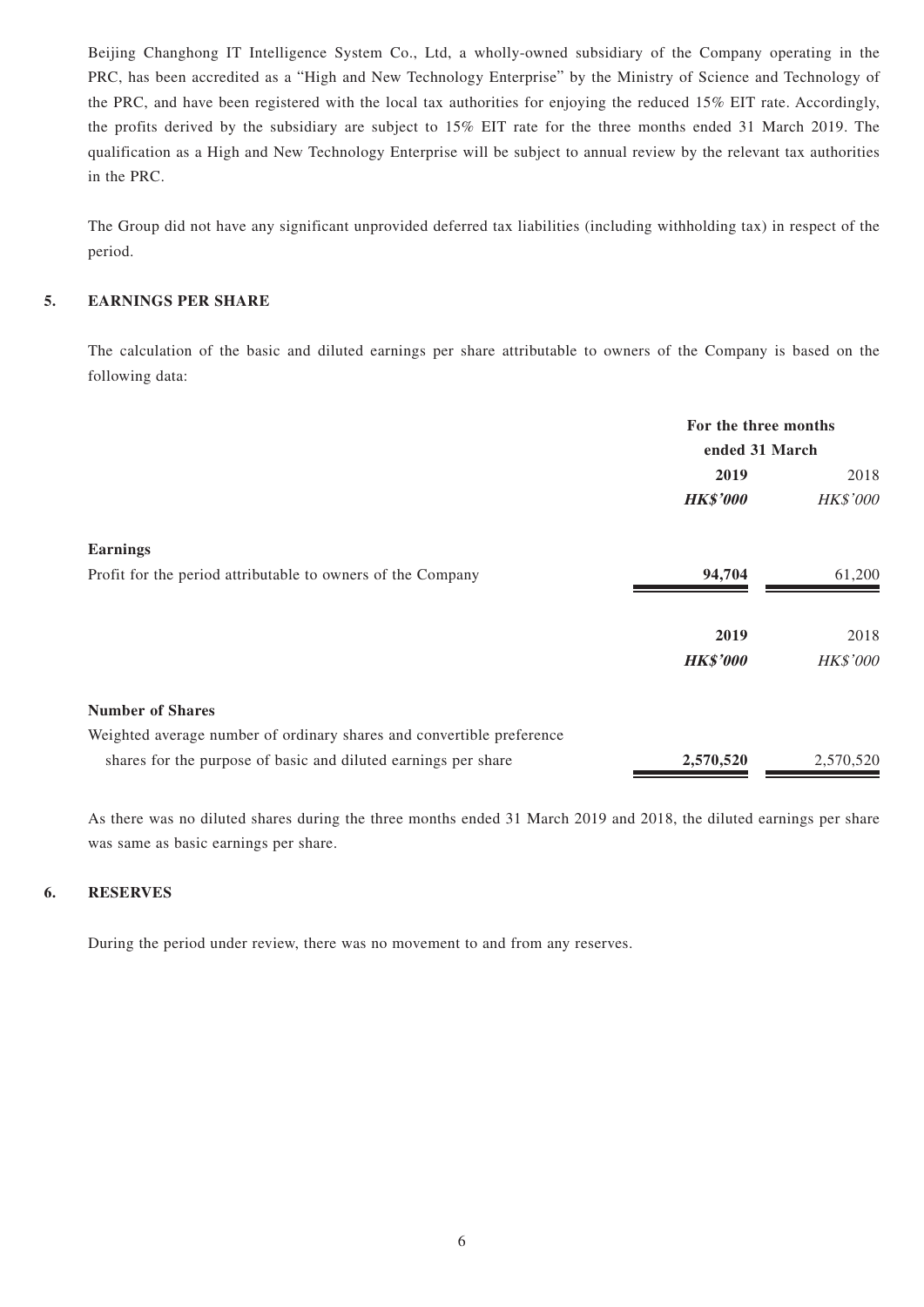Beijing Changhong IT Intelligence System Co., Ltd, a wholly-owned subsidiary of the Company operating in the PRC, has been accredited as a "High and New Technology Enterprise" by the Ministry of Science and Technology of the PRC, and have been registered with the local tax authorities for enjoying the reduced 15% EIT rate. Accordingly, the profits derived by the subsidiary are subject to 15% EIT rate for the three months ended 31 March 2019. The qualification as a High and New Technology Enterprise will be subject to annual review by the relevant tax authorities in the PRC.

The Group did not have any significant unprovided deferred tax liabilities (including withholding tax) in respect of the period.

## 5. EARNINGS PER SHARE

The calculation of the basic and diluted earnings per share attributable to owners of the Company is based on the following data:

| | For the three months ended 31 March | |
|---|---|---|
| | **2019** | 2018 |
| | ***HK$'000*** | *HK$'000* |
| **Earnings** | | |
| Profit for the period attributable to owners of the Company | **94,704** | 61,200 |
| | **2019** | 2018 |
| | ***HK$'000*** | *HK$'000* |
| **Number of Shares** | | |
| Weighted average number of ordinary shares and convertible preference shares for the purpose of basic and diluted earnings per share | **2,570,520** | 2,570,520 |

As there was no diluted shares during the three months ended 31 March 2019 and 2018, the diluted earnings per share was same as basic earnings per share.

## 6. RESERVES

During the period under review, there was no movement to and from any reserves.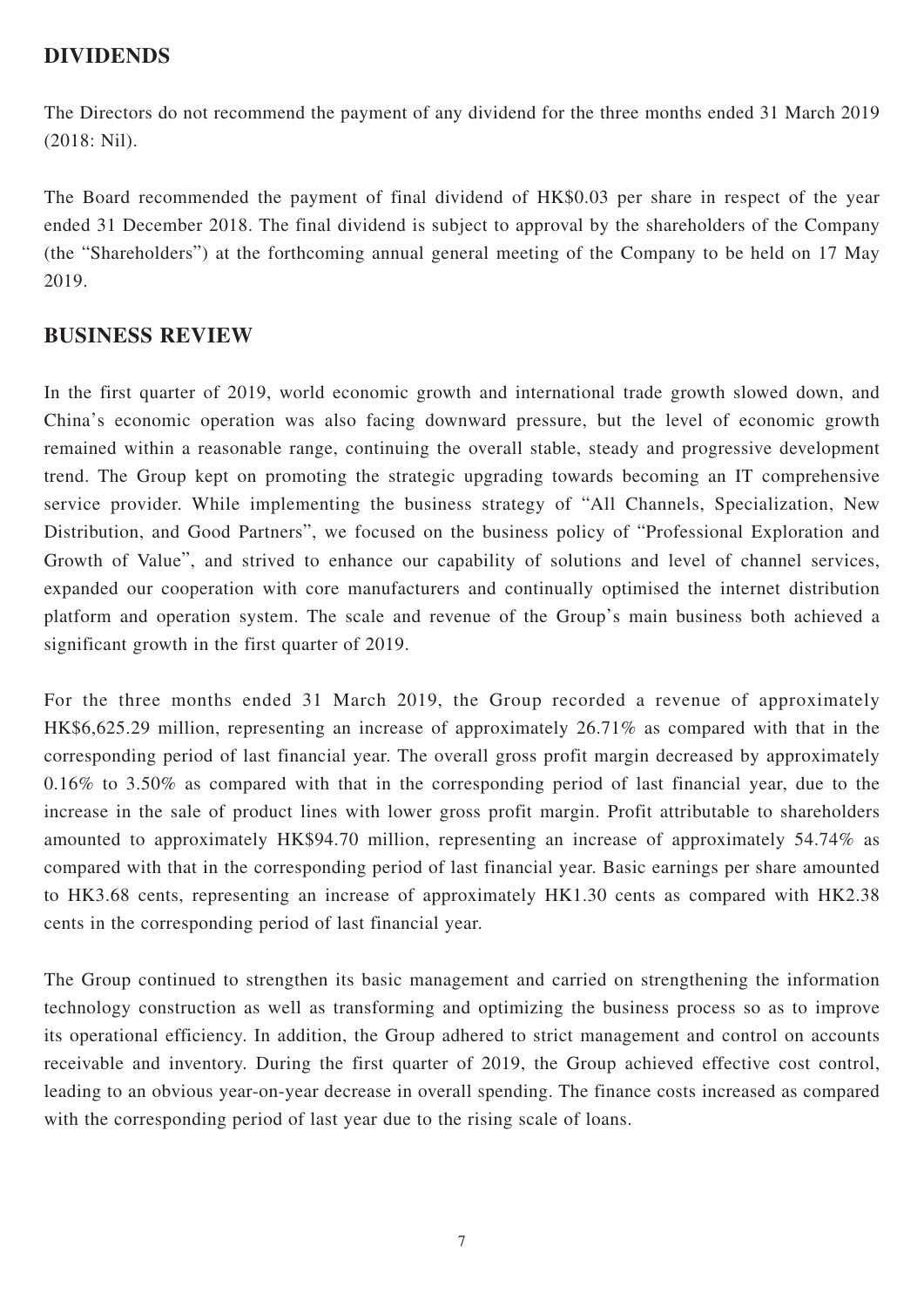## DIVIDENDS

The Directors do not recommend the payment of any dividend for the three months ended 31 March 2019 (2018: Nil).

The Board recommended the payment of final dividend of HK$0.03 per share in respect of the year ended 31 December 2018. The final dividend is subject to approval by the shareholders of the Company (the "Shareholders") at the forthcoming annual general meeting of the Company to be held on 17 May 2019.

## BUSINESS REVIEW

In the first quarter of 2019, world economic growth and international trade growth slowed down, and China's economic operation was also facing downward pressure, but the level of economic growth remained within a reasonable range, continuing the overall stable, steady and progressive development trend. The Group kept on promoting the strategic upgrading towards becoming an IT comprehensive service provider. While implementing the business strategy of "All Channels, Specialization, New Distribution, and Good Partners", we focused on the business policy of "Professional Exploration and Growth of Value", and strived to enhance our capability of solutions and level of channel services, expanded our cooperation with core manufacturers and continually optimised the internet distribution platform and operation system. The scale and revenue of the Group's main business both achieved a significant growth in the first quarter of 2019.

For the three months ended 31 March 2019, the Group recorded a revenue of approximately HK$6,625.29 million, representing an increase of approximately 26.71% as compared with that in the corresponding period of last financial year. The overall gross profit margin decreased by approximately 0.16% to 3.50% as compared with that in the corresponding period of last financial year, due to the increase in the sale of product lines with lower gross profit margin. Profit attributable to shareholders amounted to approximately HK$94.70 million, representing an increase of approximately 54.74% as compared with that in the corresponding period of last financial year. Basic earnings per share amounted to HK3.68 cents, representing an increase of approximately HK1.30 cents as compared with HK2.38 cents in the corresponding period of last financial year.

The Group continued to strengthen its basic management and carried on strengthening the information technology construction as well as transforming and optimizing the business process so as to improve its operational efficiency. In addition, the Group adhered to strict management and control on accounts receivable and inventory. During the first quarter of 2019, the Group achieved effective cost control, leading to an obvious year-on-year decrease in overall spending. The finance costs increased as compared with the corresponding period of last year due to the rising scale of loans.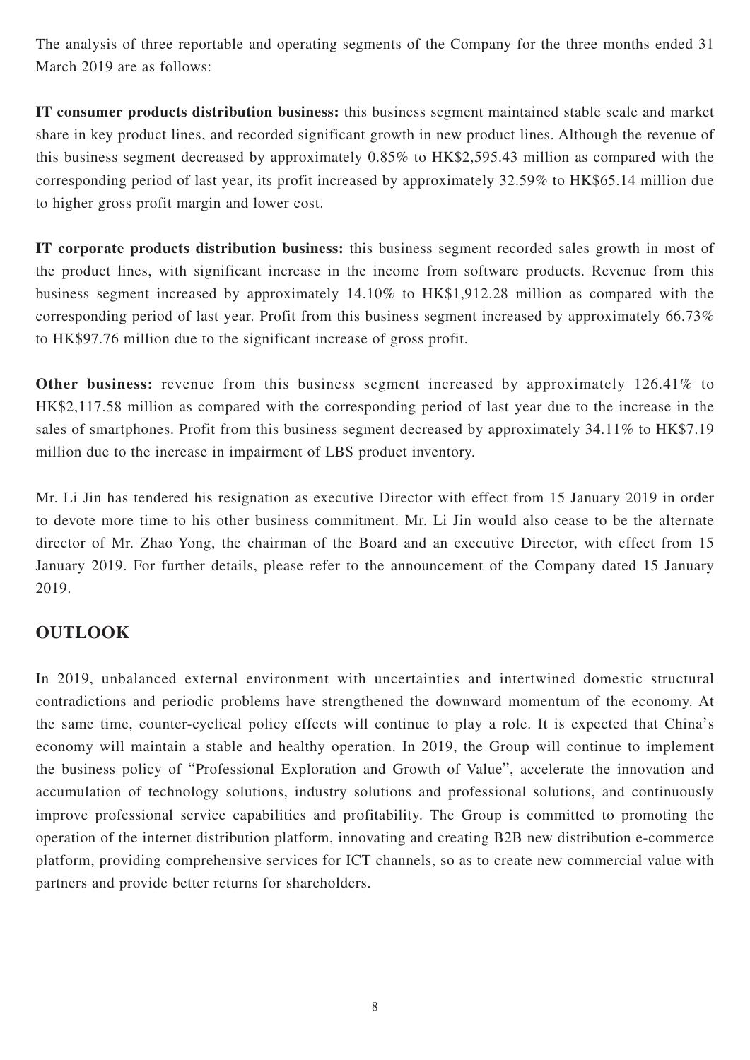The analysis of three reportable and operating segments of the Company for the three months ended 31 March 2019 are as follows:

**IT consumer products distribution business:** this business segment maintained stable scale and market share in key product lines, and recorded significant growth in new product lines. Although the revenue of this business segment decreased by approximately 0.85% to HK$2,595.43 million as compared with the corresponding period of last year, its profit increased by approximately 32.59% to HK$65.14 million due to higher gross profit margin and lower cost.

**IT corporate products distribution business:** this business segment recorded sales growth in most of the product lines, with significant increase in the income from software products. Revenue from this business segment increased by approximately 14.10% to HK$1,912.28 million as compared with the corresponding period of last year. Profit from this business segment increased by approximately 66.73% to HK$97.76 million due to the significant increase of gross profit.

**Other business:** revenue from this business segment increased by approximately 126.41% to HK$2,117.58 million as compared with the corresponding period of last year due to the increase in the sales of smartphones. Profit from this business segment decreased by approximately 34.11% to HK$7.19 million due to the increase in impairment of LBS product inventory.

Mr. Li Jin has tendered his resignation as executive Director with effect from 15 January 2019 in order to devote more time to his other business commitment. Mr. Li Jin would also cease to be the alternate director of Mr. Zhao Yong, the chairman of the Board and an executive Director, with effect from 15 January 2019. For further details, please refer to the announcement of the Company dated 15 January 2019.

## OUTLOOK

In 2019, unbalanced external environment with uncertainties and intertwined domestic structural contradictions and periodic problems have strengthened the downward momentum of the economy. At the same time, counter-cyclical policy effects will continue to play a role. It is expected that China's economy will maintain a stable and healthy operation. In 2019, the Group will continue to implement the business policy of "Professional Exploration and Growth of Value", accelerate the innovation and accumulation of technology solutions, industry solutions and professional solutions, and continuously improve professional service capabilities and profitability. The Group is committed to promoting the operation of the internet distribution platform, innovating and creating B2B new distribution e-commerce platform, providing comprehensive services for ICT channels, so as to create new commercial value with partners and provide better returns for shareholders.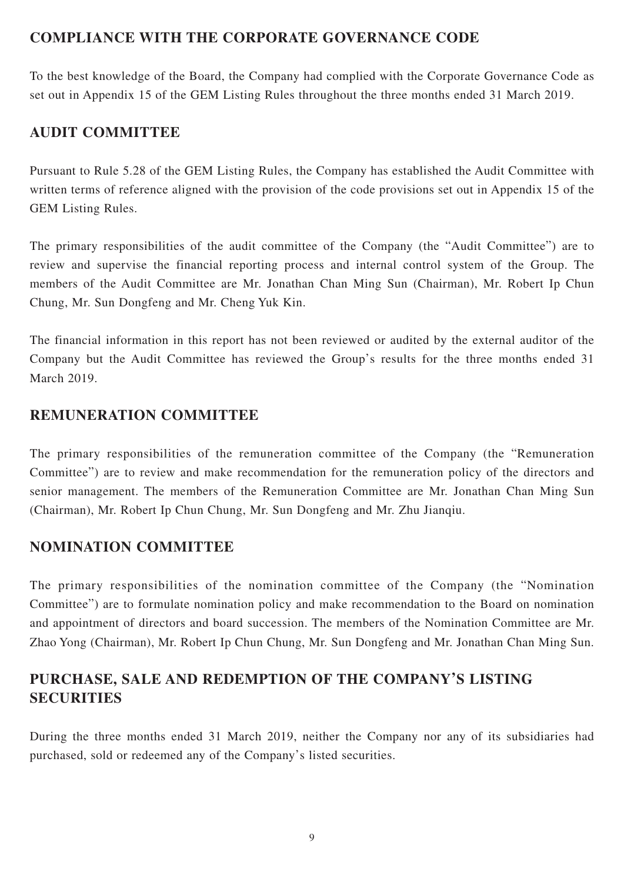## COMPLIANCE WITH THE CORPORATE GOVERNANCE CODE

To the best knowledge of the Board, the Company had complied with the Corporate Governance Code as set out in Appendix 15 of the GEM Listing Rules throughout the three months ended 31 March 2019.

## AUDIT COMMITTEE

Pursuant to Rule 5.28 of the GEM Listing Rules, the Company has established the Audit Committee with written terms of reference aligned with the provision of the code provisions set out in Appendix 15 of the GEM Listing Rules.

The primary responsibilities of the audit committee of the Company (the "Audit Committee") are to review and supervise the financial reporting process and internal control system of the Group. The members of the Audit Committee are Mr. Jonathan Chan Ming Sun (Chairman), Mr. Robert Ip Chun Chung, Mr. Sun Dongfeng and Mr. Cheng Yuk Kin.

The financial information in this report has not been reviewed or audited by the external auditor of the Company but the Audit Committee has reviewed the Group's results for the three months ended 31 March 2019.

## REMUNERATION COMMITTEE

The primary responsibilities of the remuneration committee of the Company (the "Remuneration Committee") are to review and make recommendation for the remuneration policy of the directors and senior management. The members of the Remuneration Committee are Mr. Jonathan Chan Ming Sun (Chairman), Mr. Robert Ip Chun Chung, Mr. Sun Dongfeng and Mr. Zhu Jianqiu.

## NOMINATION COMMITTEE

The primary responsibilities of the nomination committee of the Company (the "Nomination Committee") are to formulate nomination policy and make recommendation to the Board on nomination and appointment of directors and board succession. The members of the Nomination Committee are Mr. Zhao Yong (Chairman), Mr. Robert Ip Chun Chung, Mr. Sun Dongfeng and Mr. Jonathan Chan Ming Sun.

## PURCHASE, SALE AND REDEMPTION OF THE COMPANY'S LISTING SECURITIES

During the three months ended 31 March 2019, neither the Company nor any of its subsidiaries had purchased, sold or redeemed any of the Company's listed securities.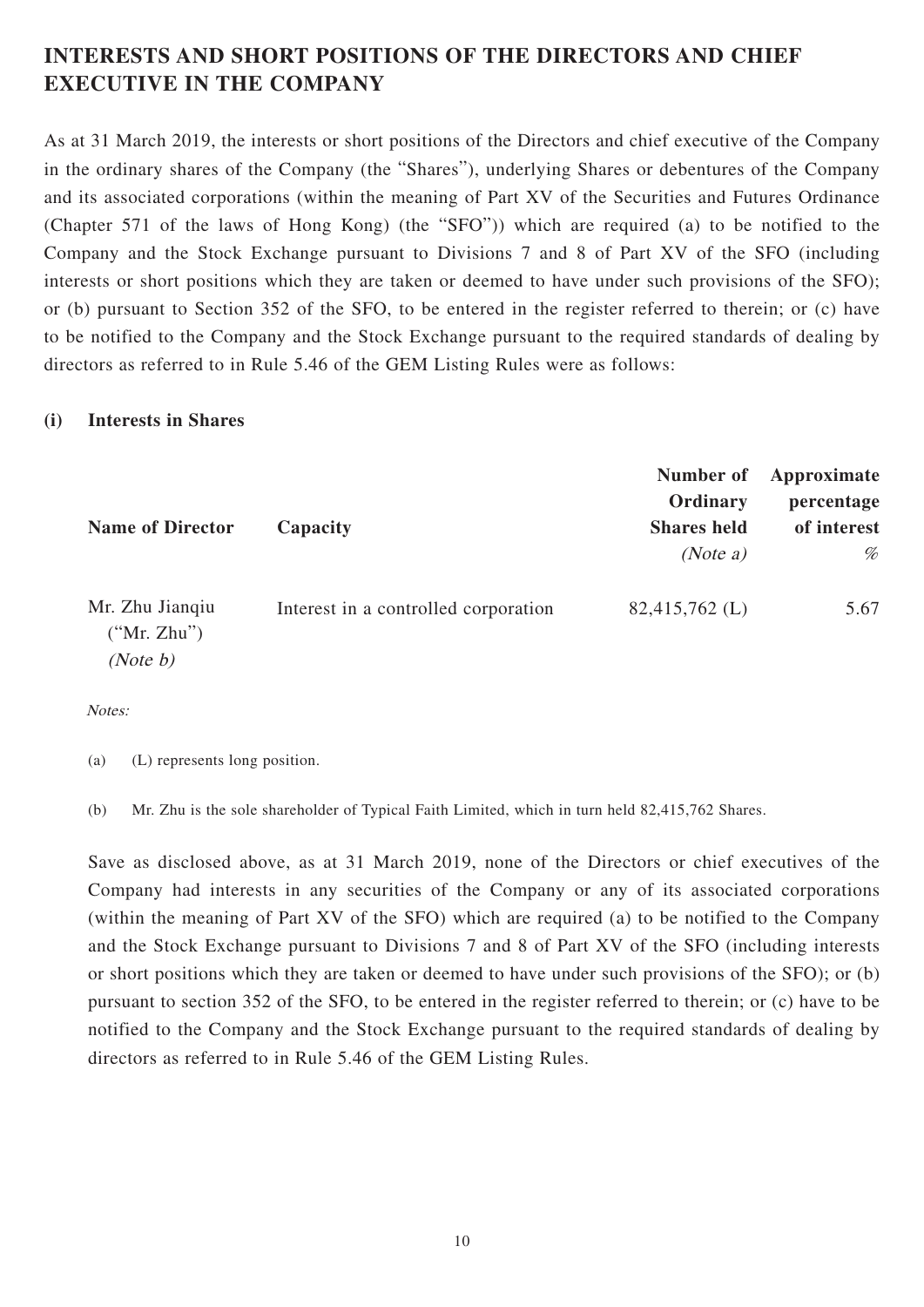## INTERESTS AND SHORT POSITIONS OF THE DIRECTORS AND CHIEF EXECUTIVE IN THE COMPANY

As at 31 March 2019, the interests or short positions of the Directors and chief executive of the Company in the ordinary shares of the Company (the "Shares"), underlying Shares or debentures of the Company and its associated corporations (within the meaning of Part XV of the Securities and Futures Ordinance (Chapter 571 of the laws of Hong Kong) (the "SFO")) which are required (a) to be notified to the Company and the Stock Exchange pursuant to Divisions 7 and 8 of Part XV of the SFO (including interests or short positions which they are taken or deemed to have under such provisions of the SFO); or (b) pursuant to Section 352 of the SFO, to be entered in the register referred to therein; or (c) have to be notified to the Company and the Stock Exchange pursuant to the required standards of dealing by directors as referred to in Rule 5.46 of the GEM Listing Rules were as follows:

### (i) Interests in Shares

| Name of Director | Capacity | Number of Ordinary Shares held *(Note a)* | Approximate percentage of interest % |
|---|---|---|---|
| Mr. Zhu Jianqiu ("Mr. Zhu") *(Note b)* | Interest in a controlled corporation | 82,415,762 (L) | 5.67 |

*Notes:*

(a) (L) represents long position.

(b) Mr. Zhu is the sole shareholder of Typical Faith Limited, which in turn held 82,415,762 Shares.

Save as disclosed above, as at 31 March 2019, none of the Directors or chief executives of the Company had interests in any securities of the Company or any of its associated corporations (within the meaning of Part XV of the SFO) which are required (a) to be notified to the Company and the Stock Exchange pursuant to Divisions 7 and 8 of Part XV of the SFO (including interests or short positions which they are taken or deemed to have under such provisions of the SFO); or (b) pursuant to section 352 of the SFO, to be entered in the register referred to therein; or (c) have to be notified to the Company and the Stock Exchange pursuant to the required standards of dealing by directors as referred to in Rule 5.46 of the GEM Listing Rules.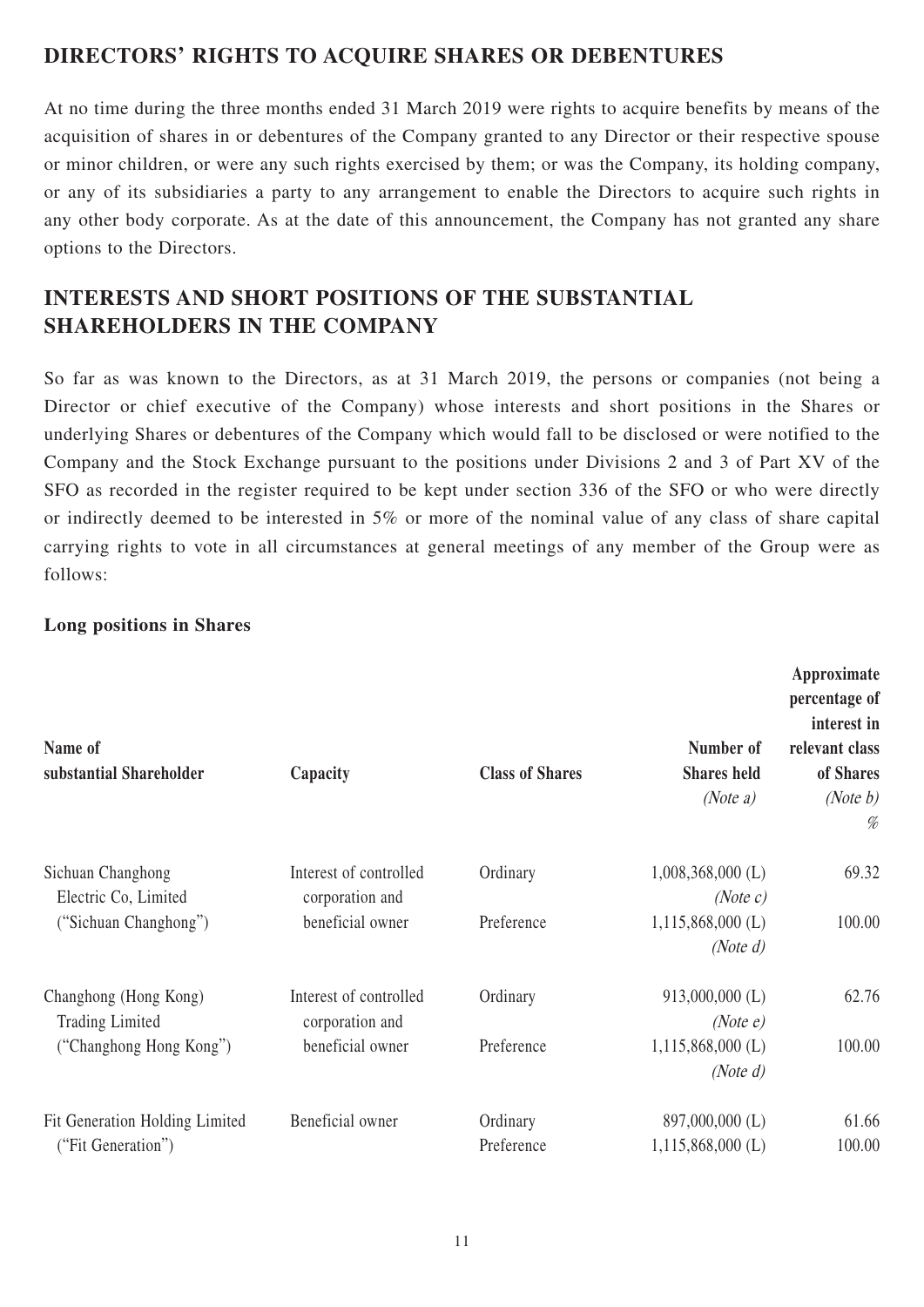## DIRECTORS' RIGHTS TO ACQUIRE SHARES OR DEBENTURES

At no time during the three months ended 31 March 2019 were rights to acquire benefits by means of the acquisition of shares in or debentures of the Company granted to any Director or their respective spouse or minor children, or were any such rights exercised by them; or was the Company, its holding company, or any of its subsidiaries a party to any arrangement to enable the Directors to acquire such rights in any other body corporate. As at the date of this announcement, the Company has not granted any share options to the Directors.

## INTERESTS AND SHORT POSITIONS OF THE SUBSTANTIAL SHAREHOLDERS IN THE COMPANY

So far as was known to the Directors, as at 31 March 2019, the persons or companies (not being a Director or chief executive of the Company) whose interests and short positions in the Shares or underlying Shares or debentures of the Company which would fall to be disclosed or were notified to the Company and the Stock Exchange pursuant to the positions under Divisions 2 and 3 of Part XV of the SFO as recorded in the register required to be kept under section 336 of the SFO or who were directly or indirectly deemed to be interested in 5% or more of the nominal value of any class of share capital carrying rights to vote in all circumstances at general meetings of any member of the Group were as follows:

**Long positions in Shares**

| Name of substantial Shareholder | Capacity | Class of Shares | Number of Shares held *(Note a)* | Approximate percentage of interest in relevant class of Shares *(Note b)* % |
|---|---|---|---|---|
| Sichuan Changhong Electric Co, Limited ("Sichuan Changhong") | Interest of controlled corporation and beneficial owner | Ordinary | 1,008,368,000 (L) *(Note c)* | 69.32 |
| | | Preference | 1,115,868,000 (L) *(Note d)* | 100.00 |
| Changhong (Hong Kong) Trading Limited ("Changhong Hong Kong") | Interest of controlled corporation and beneficial owner | Ordinary | 913,000,000 (L) *(Note e)* | 62.76 |
| | | Preference | 1,115,868,000 (L) *(Note d)* | 100.00 |
| Fit Generation Holding Limited ("Fit Generation") | Beneficial owner | Ordinary | 897,000,000 (L) | 61.66 |
| | | Preference | 1,115,868,000 (L) | 100.00 |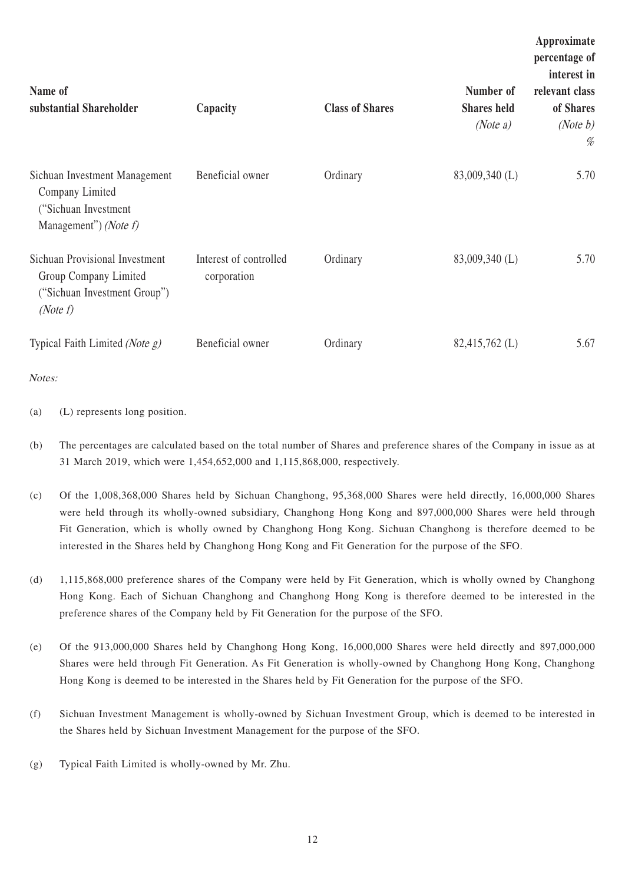| Name of substantial Shareholder | Capacity | Class of Shares | Number of Shares held *(Note a)* | Approximate percentage of interest in relevant class of Shares *(Note b)* % |
|---|---|---|---|---|
| Sichuan Investment Management Company Limited ("Sichuan Investment Management") *(Note f)* | Beneficial owner | Ordinary | 83,009,340 (L) | 5.70 |
| Sichuan Provisional Investment Group Company Limited ("Sichuan Investment Group") *(Note f)* | Interest of controlled corporation | Ordinary | 83,009,340 (L) | 5.70 |
| Typical Faith Limited *(Note g)* | Beneficial owner | Ordinary | 82,415,762 (L) | 5.67 |

*Notes:*

(a) (L) represents long position.

(b) The percentages are calculated based on the total number of Shares and preference shares of the Company in issue as at 31 March 2019, which were 1,454,652,000 and 1,115,868,000, respectively.

(c) Of the 1,008,368,000 Shares held by Sichuan Changhong, 95,368,000 Shares were held directly, 16,000,000 Shares were held through its wholly-owned subsidiary, Changhong Hong Kong and 897,000,000 Shares were held through Fit Generation, which is wholly owned by Changhong Hong Kong. Sichuan Changhong is therefore deemed to be interested in the Shares held by Changhong Hong Kong and Fit Generation for the purpose of the SFO.

(d) 1,115,868,000 preference shares of the Company were held by Fit Generation, which is wholly owned by Changhong Hong Kong. Each of Sichuan Changhong and Changhong Hong Kong is therefore deemed to be interested in the preference shares of the Company held by Fit Generation for the purpose of the SFO.

(e) Of the 913,000,000 Shares held by Changhong Hong Kong, 16,000,000 Shares were held directly and 897,000,000 Shares were held through Fit Generation. As Fit Generation is wholly-owned by Changhong Hong Kong, Changhong Hong Kong is deemed to be interested in the Shares held by Fit Generation for the purpose of the SFO.

(f) Sichuan Investment Management is wholly-owned by Sichuan Investment Group, which is deemed to be interested in the Shares held by Sichuan Investment Management for the purpose of the SFO.

(g) Typical Faith Limited is wholly-owned by Mr. Zhu.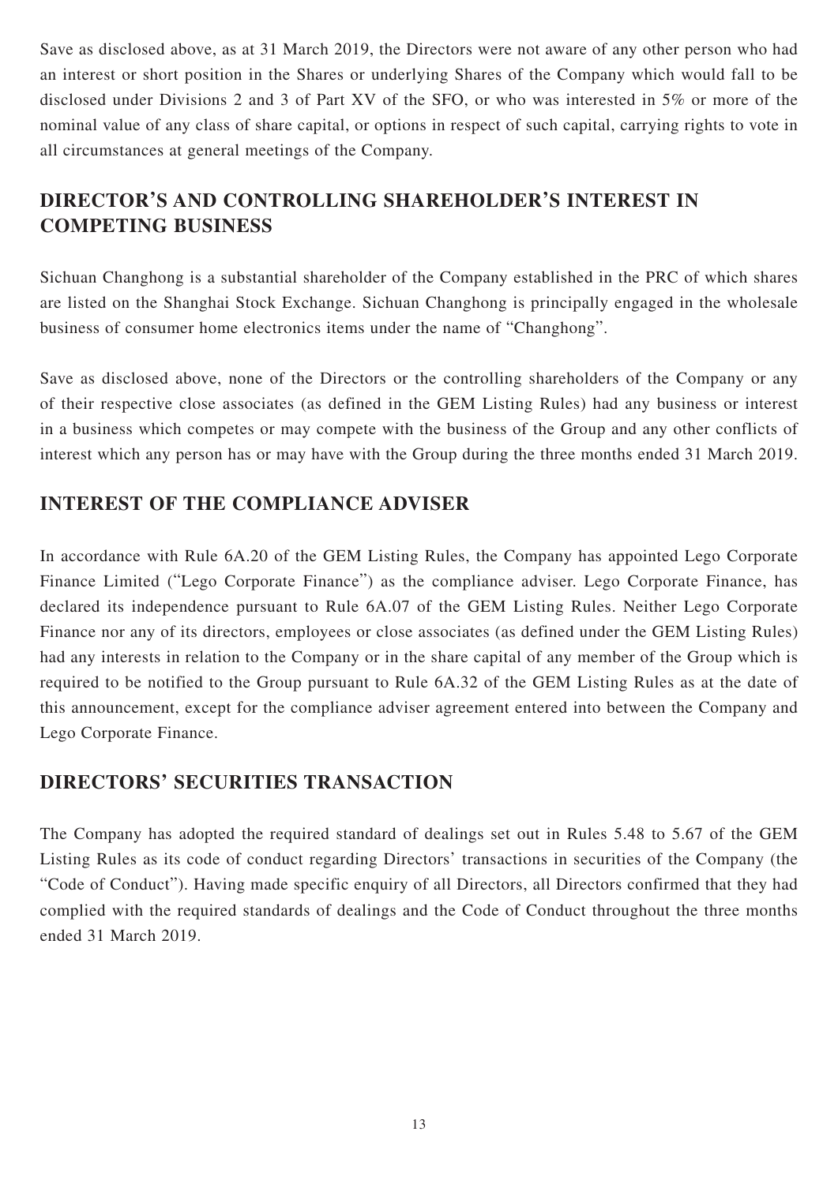Save as disclosed above, as at 31 March 2019, the Directors were not aware of any other person who had an interest or short position in the Shares or underlying Shares of the Company which would fall to be disclosed under Divisions 2 and 3 of Part XV of the SFO, or who was interested in 5% or more of the nominal value of any class of share capital, or options in respect of such capital, carrying rights to vote in all circumstances at general meetings of the Company.

## DIRECTOR'S AND CONTROLLING SHAREHOLDER'S INTEREST IN COMPETING BUSINESS

Sichuan Changhong is a substantial shareholder of the Company established in the PRC of which shares are listed on the Shanghai Stock Exchange. Sichuan Changhong is principally engaged in the wholesale business of consumer home electronics items under the name of "Changhong".

Save as disclosed above, none of the Directors or the controlling shareholders of the Company or any of their respective close associates (as defined in the GEM Listing Rules) had any business or interest in a business which competes or may compete with the business of the Group and any other conflicts of interest which any person has or may have with the Group during the three months ended 31 March 2019.

## INTEREST OF THE COMPLIANCE ADVISER

In accordance with Rule 6A.20 of the GEM Listing Rules, the Company has appointed Lego Corporate Finance Limited ("Lego Corporate Finance") as the compliance adviser. Lego Corporate Finance, has declared its independence pursuant to Rule 6A.07 of the GEM Listing Rules. Neither Lego Corporate Finance nor any of its directors, employees or close associates (as defined under the GEM Listing Rules) had any interests in relation to the Company or in the share capital of any member of the Group which is required to be notified to the Group pursuant to Rule 6A.32 of the GEM Listing Rules as at the date of this announcement, except for the compliance adviser agreement entered into between the Company and Lego Corporate Finance.

## DIRECTORS' SECURITIES TRANSACTION

The Company has adopted the required standard of dealings set out in Rules 5.48 to 5.67 of the GEM Listing Rules as its code of conduct regarding Directors' transactions in securities of the Company (the "Code of Conduct"). Having made specific enquiry of all Directors, all Directors confirmed that they had complied with the required standards of dealings and the Code of Conduct throughout the three months ended 31 March 2019.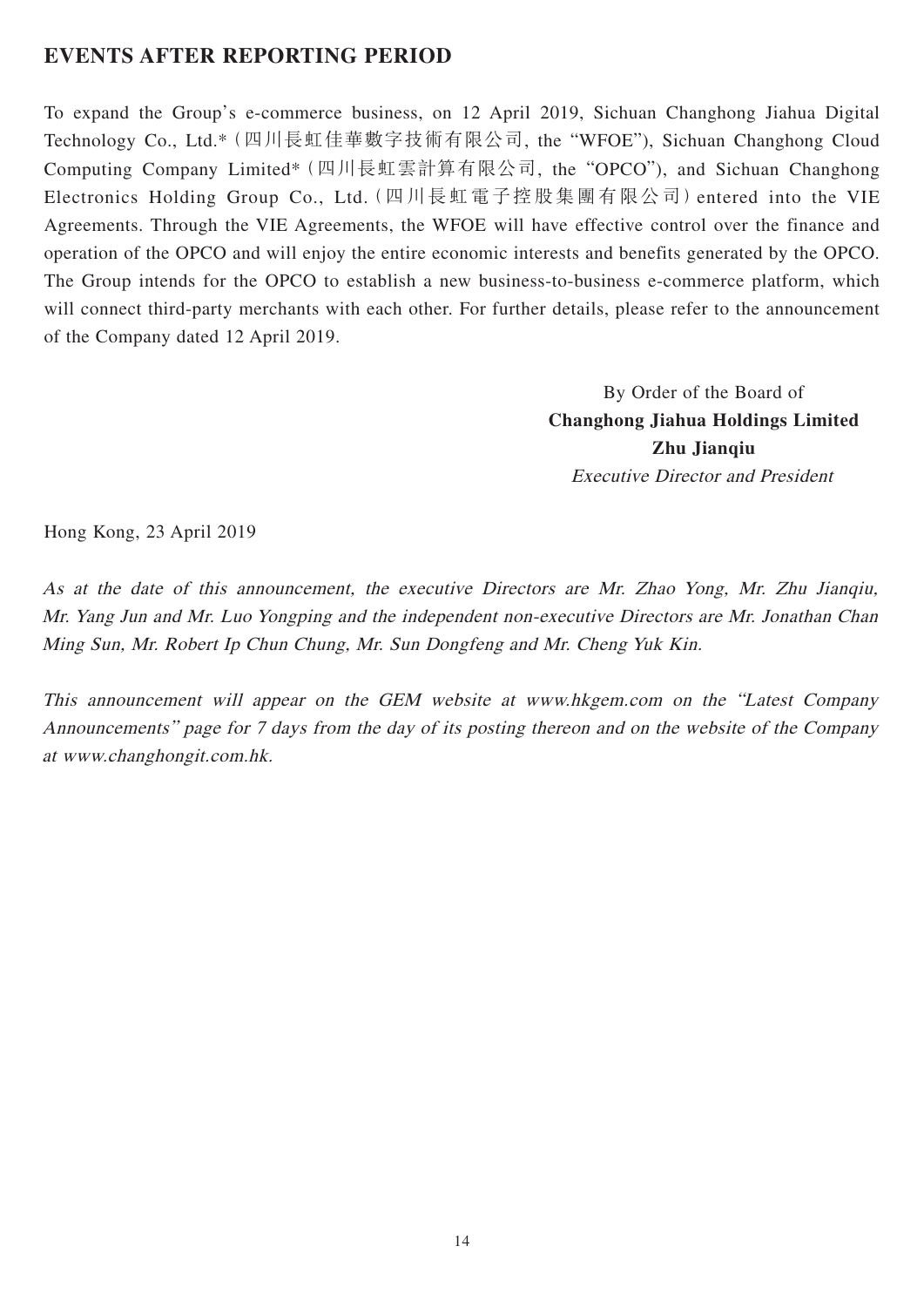## EVENTS AFTER REPORTING PERIOD

To expand the Group's e-commerce business, on 12 April 2019, Sichuan Changhong Jiahua Digital Technology Co., Ltd.* (四川長虹佳華數字技術有限公司, the "WFOE"), Sichuan Changhong Cloud Computing Company Limited* (四川長虹雲計算有限公司, the "OPCO"), and Sichuan Changhong Electronics Holding Group Co., Ltd. (四川長虹電子控股集團有限公司) entered into the VIE Agreements. Through the VIE Agreements, the WFOE will have effective control over the finance and operation of the OPCO and will enjoy the entire economic interests and benefits generated by the OPCO. The Group intends for the OPCO to establish a new business-to-business e-commerce platform, which will connect third-party merchants with each other. For further details, please refer to the announcement of the Company dated 12 April 2019.

By Order of the Board of
**Changhong Jiahua Holdings Limited**
**Zhu Jianqiu**
*Executive Director and President*

Hong Kong, 23 April 2019

*As at the date of this announcement, the executive Directors are Mr. Zhao Yong, Mr. Zhu Jianqiu, Mr. Yang Jun and Mr. Luo Yongping and the independent non-executive Directors are Mr. Jonathan Chan Ming Sun, Mr. Robert Ip Chun Chung, Mr. Sun Dongfeng and Mr. Cheng Yuk Kin.*

*This announcement will appear on the GEM website at www.hkgem.com on the "Latest Company Announcements" page for 7 days from the day of its posting thereon and on the website of the Company at www.changhongit.com.hk.*